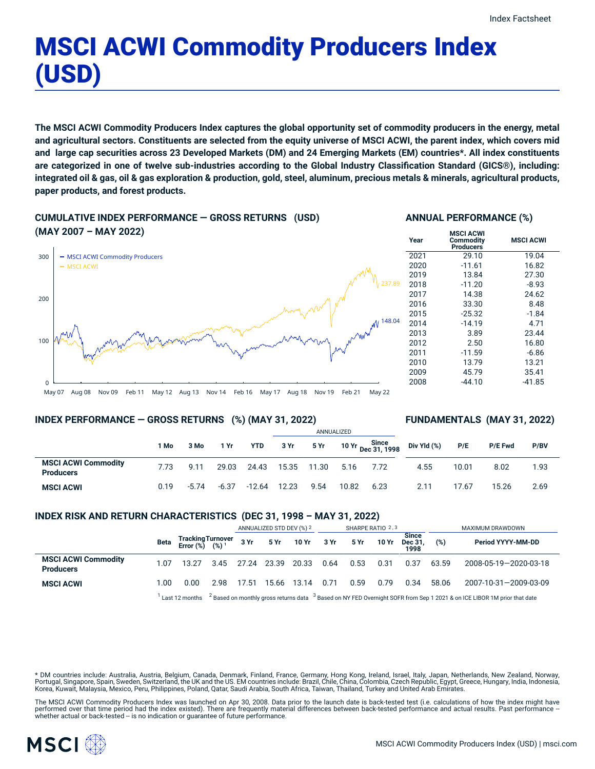# MSCI ACWI Commodity Producers Index (USD)

**The MSCI ACWI Commodity Producers Index captures the global opportunity set of commodity producers in the energy, metal and agricultural sectors. Constituents are selected from the equity universe of MSCI ACWI, the parent index, which covers mid and large cap securities across 23 Developed Markets (DM) and 24 Emerging Markets (EM) countries*. All index constituents are categorized in one of twelve sub-industries according to the Global Industry Classification Standard (GICS®), including: integrated oil & gas, oil & gas exploration & production, gold, steel, aluminum, precious metals & minerals, agricultural products, paper products, and forest products.**

## CUMULATIVE INDEX PERFORMANCE — GROSS RETURNS (USD) (MAY 2007 – MAY 2022)

- MSCI ACWI Commodity Producers: 148.04
- MSCI ACWI: 237.89

## ANNUAL PERFORMANCE (%)

| Year | MSCI ACWI Commodity Producers | MSCI ACWI |
|---|---|---|
| 2021 | 29.10 | 19.04 |
| 2020 | -11.61 | 16.82 |
| 2019 | 13.84 | 27.30 |
| 2018 | -11.20 | -8.93 |
| 2017 | 14.38 | 24.62 |
| 2016 | 33.30 | 8.48 |
| 2015 | -25.32 | -1.84 |
| 2014 | -14.19 | 4.71 |
| 2013 | 3.89 | 23.44 |
| 2012 | 2.50 | 16.80 |
| 2011 | -11.59 | -6.86 |
| 2010 | 13.79 | 13.21 |
| 2009 | 45.79 | 35.41 |
| 2008 | -44.10 | -41.85 |

## INDEX PERFORMANCE — GROSS RETURNS (%) (MAY 31, 2022) / FUNDAMENTALS (MAY 31, 2022)

| | 1 Mo | 3 Mo | 1 Yr | YTD | ANNUALIZED 3 Yr | 5 Yr | 10 Yr | Since Dec 31, 1998 | Div Yld (%) | P/E | P/E Fwd | P/BV |
|---|---|---|---|---|---|---|---|---|---|---|---|---|
| **MSCI ACWI Commodity Producers** | 7.73 | 9.11 | 29.03 | 24.43 | 15.35 | 11.30 | 5.16 | 7.72 | 4.55 | 10.01 | 8.02 | 1.93 |
| **MSCI ACWI** | 0.19 | -5.74 | -6.37 | -12.64 | 12.23 | 9.54 | 10.82 | 6.23 | 2.11 | 17.67 | 15.26 | 2.69 |

## INDEX RISK AND RETURN CHARACTERISTICS (DEC 31, 1998 – MAY 31, 2022)

| | Beta | Tracking Error (%) | Turnover (%) [1] | ANNUALIZED STD DEV (%) [2] 3 Yr | 5 Yr | 10 Yr | SHARPE RATIO [2,3] 3 Yr | 5 Yr | 10 Yr | Since Dec 31, 1998 | MAXIMUM DRAWDOWN (%) | Period YYYY-MM-DD |
|---|---|---|---|---|---|---|---|---|---|---|---|---|
| **MSCI ACWI Commodity Producers** | 1.07 | 13.27 | 3.45 | 27.24 | 23.39 | 20.33 | 0.64 | 0.53 | 0.31 | 0.37 | 63.59 | 2008-05-19—2020-03-18 |
| **MSCI ACWI** | 1.00 | 0.00 | 2.98 | 17.51 | 15.66 | 13.14 | 0.71 | 0.59 | 0.79 | 0.34 | 58.06 | 2007-10-31—2009-03-09 |

[1] Last 12 months [2] Based on monthly gross returns data [3] Based on NY FED Overnight SOFR from Sep 1 2021 & on ICE LIBOR 1M prior that date

\* DM countries include: Australia, Austria, Belgium, Canada, Denmark, Finland, France, Germany, Hong Kong, Ireland, Israel, Italy, Japan, Netherlands, New Zealand, Norway, Portugal, Singapore, Spain, Sweden, Switzerland, the UK and the US. EM countries include: Brazil, Chile, China, Colombia, Czech Republic, Egypt, Greece, Hungary, India, Indonesia, Korea, Kuwait, Malaysia, Mexico, Peru, Philippines, Poland, Qatar, Saudi Arabia, South Africa, Taiwan, Thailand, Turkey and United Arab Emirates.

The MSCI ACWI Commodity Producers Index was launched on Apr 30, 2008. Data prior to the launch date is back-tested test (i.e. calculations of how the index might have performed over that time period had the index existed). There are frequently material differences between back-tested performance and actual results. Past performance -- whether actual or back-tested -- is no indication or guarantee of future performance.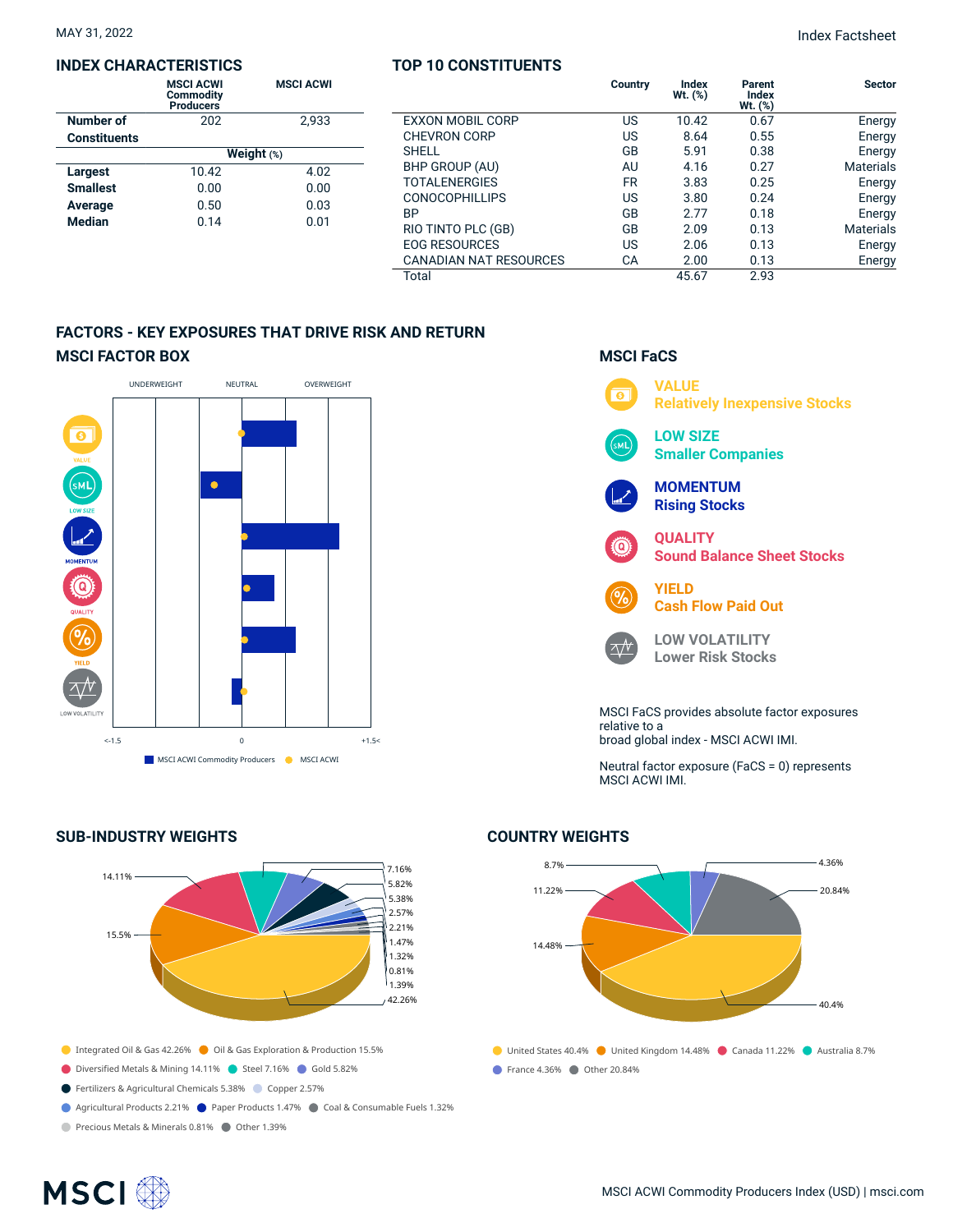MAY 31, 2022

Index Factsheet

## INDEX CHARACTERISTICS

| | MSCI ACWI Commodity Producers | MSCI ACWI |
|---|---|---|
| **Number of Constituents** | 202 | 2,933 |
| | **Weight (%)** | |
| **Largest** | 10.42 | 4.02 |
| **Smallest** | 0.00 | 0.00 |
| **Average** | 0.50 | 0.03 |
| **Median** | 0.14 | 0.01 |

## TOP 10 CONSTITUENTS

| | Country | Index Wt. (%) | Parent Index Wt. (%) | Sector |
|---|---|---|---|---|
| EXXON MOBIL CORP | US | 10.42 | 0.67 | Energy |
| CHEVRON CORP | US | 8.64 | 0.55 | Energy |
| SHELL | GB | 5.91 | 0.38 | Energy |
| BHP GROUP (AU) | AU | 4.16 | 0.27 | Materials |
| TOTALENERGIES | FR | 3.83 | 0.25 | Energy |
| CONOCOPHILLIPS | US | 3.80 | 0.24 | Energy |
| BP | GB | 2.77 | 0.18 | Energy |
| RIO TINTO PLC (GB) | GB | 2.09 | 0.13 | Materials |
| EOG RESOURCES | US | 2.06 | 0.13 | Energy |
| CANADIAN NAT RESOURCES | CA | 2.00 | 0.13 | Energy |
| Total | | 45.67 | 2.93 | |

## FACTORS - KEY EXPOSURES THAT DRIVE RISK AND RETURN

### MSCI FACTOR BOX

UNDERWEIGHT NEUTRAL OVERWEIGHT

VALUE, LOW SIZE, MOMENTUM, QUALITY, YIELD, LOW VOLATILITY

<-1.5 0 +1.5<

MSCI ACWI Commodity Producers MSCI ACWI

### MSCI FaCS

**VALUE**
Relatively Inexpensive Stocks

**LOW SIZE**
Smaller Companies

**MOMENTUM**
Rising Stocks

**QUALITY**
Sound Balance Sheet Stocks

**YIELD**
Cash Flow Paid Out

**LOW VOLATILITY**
Lower Risk Stocks

MSCI FaCS provides absolute factor exposures relative to a broad global index - MSCI ACWI IMI.

Neutral factor exposure (FaCS = 0) represents MSCI ACWI IMI.

## SUB-INDUSTRY WEIGHTS

- Integrated Oil & Gas 42.26%
- Oil & Gas Exploration & Production 15.5%
- Diversified Metals & Mining 14.11%
- Steel 7.16%
- Gold 5.82%
- Fertilizers & Agricultural Chemicals 5.38%
- Copper 2.57%
- Agricultural Products 2.21%
- Paper Products 1.47%
- Coal & Consumable Fuels 1.32%
- Precious Metals & Minerals 0.81%
- Other 1.39%

## COUNTRY WEIGHTS

- United States 40.4%
- United Kingdom 14.48%
- Canada 11.22%
- Australia 8.7%
- France 4.36%
- Other 20.84%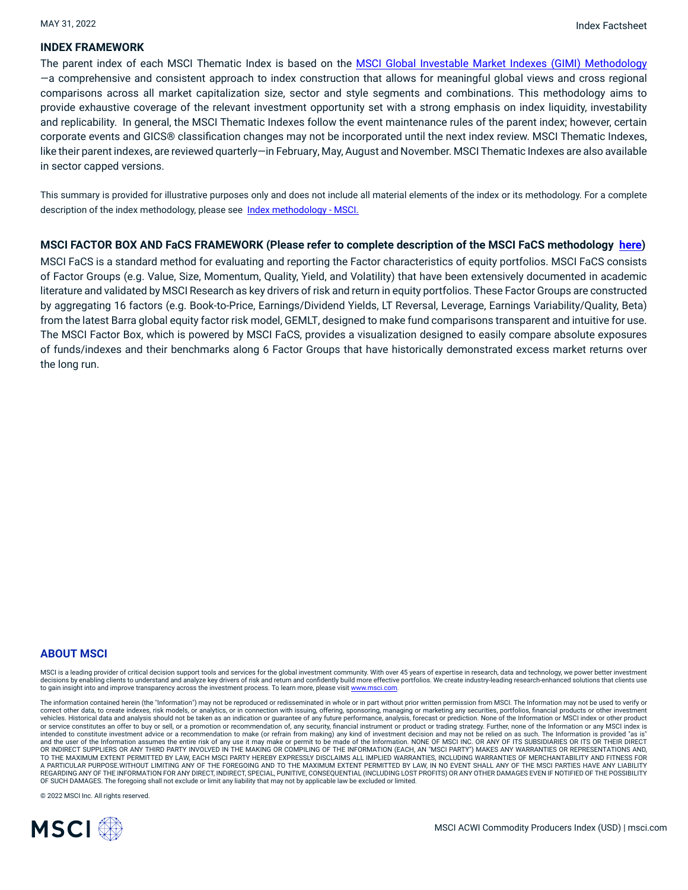## INDEX FRAMEWORK

The parent index of each MSCI Thematic Index is based on the [MSCI Global Investable Market Indexes (GIMI) Methodology](#)—a comprehensive and consistent approach to index construction that allows for meaningful global views and cross regional comparisons across all market capitalization size, sector and style segments and combinations. This methodology aims to provide exhaustive coverage of the relevant investment opportunity set with a strong emphasis on index liquidity, investability and replicability. In general, the MSCI Thematic Indexes follow the event maintenance rules of the parent index; however, certain corporate events and GICS® classification changes may not be incorporated until the next index review. MSCI Thematic Indexes, like their parent indexes, are reviewed quarterly—in February, May, August and November. MSCI Thematic Indexes are also available in sector capped versions.

This summary is provided for illustrative purposes only and does not include all material elements of the index or its methodology. For a complete description of the index methodology, please see [Index methodology - MSCI.](#)

## MSCI FACTOR BOX AND FaCS FRAMEWORK (Please refer to complete description of the MSCI FaCS methodology [here](#))

MSCI FaCS is a standard method for evaluating and reporting the Factor characteristics of equity portfolios. MSCI FaCS consists of Factor Groups (e.g. Value, Size, Momentum, Quality, Yield, and Volatility) that have been extensively documented in academic literature and validated by MSCI Research as key drivers of risk and return in equity portfolios. These Factor Groups are constructed by aggregating 16 factors (e.g. Book-to-Price, Earnings/Dividend Yields, LT Reversal, Leverage, Earnings Variability/Quality, Beta) from the latest Barra global equity factor risk model, GEMLT, designed to make fund comparisons transparent and intuitive for use. The MSCI Factor Box, which is powered by MSCI FaCS, provides a visualization designed to easily compare absolute exposures of funds/indexes and their benchmarks along 6 Factor Groups that have historically demonstrated excess market returns over the long run.

## ABOUT MSCI

MSCI is a leading provider of critical decision support tools and services for the global investment community. With over 45 years of expertise in research, data and technology, we power better investment decisions by enabling clients to understand and analyze key drivers of risk and return and confidently build more effective portfolios. We create industry-leading research-enhanced solutions that clients use to gain insight into and improve transparency across the investment process. To learn more, please visit [www.msci.com](http://www.msci.com).

The information contained herein (the "Information") may not be reproduced or redisseminated in whole or in part without prior written permission from MSCI. The Information may not be used to verify or correct other data, to create indexes, risk models, or analytics, or in connection with issuing, offering, sponsoring, managing or marketing any securities, portfolios, financial products or other investment vehicles. Historical data and analysis should not be taken as an indication or guarantee of any future performance, analysis, forecast or prediction. None of the Information or MSCI index or other product or service constitutes an offer to buy or sell, or a promotion or recommendation of, any security, financial instrument or product or trading strategy. Further, none of the Information or any MSCI index is intended to constitute investment advice or a recommendation to make (or refrain from making) any kind of investment decision and may not be relied on as such. The Information is provided "as is" and the user of the Information assumes the entire risk of any use it may make or permit to be made of the Information. NONE OF MSCI INC. OR ANY OF ITS SUBSIDIARIES OR ITS OR THEIR DIRECT OR INDIRECT SUPPLIERS OR ANY THIRD PARTY INVOLVED IN THE MAKING OR COMPILING OF THE INFORMATION (EACH, AN "MSCI PARTY") MAKES ANY WARRANTIES OR REPRESENTATIONS AND, TO THE MAXIMUM EXTENT PERMITTED BY LAW, EACH MSCI PARTY HEREBY EXPRESSLY DISCLAIMS ALL IMPLIED WARRANTIES, INCLUDING WARRANTIES OF MERCHANTABILITY AND FITNESS FOR A PARTICULAR PURPOSE.WITHOUT LIMITING ANY OF THE FOREGOING AND TO THE MAXIMUM EXTENT PERMITTED BY LAW, IN NO EVENT SHALL ANY OF THE MSCI PARTIES HAVE ANY LIABILITY REGARDING ANY OF THE INFORMATION FOR ANY DIRECT, INDIRECT, SPECIAL, PUNITIVE, CONSEQUENTIAL (INCLUDING LOST PROFITS) OR ANY OTHER DAMAGES EVEN IF NOTIFIED OF THE POSSIBILITY OF SUCH DAMAGES. The foregoing shall not exclude or limit any liability that may not by applicable law be excluded or limited.

© 2022 MSCI Inc. All rights reserved.